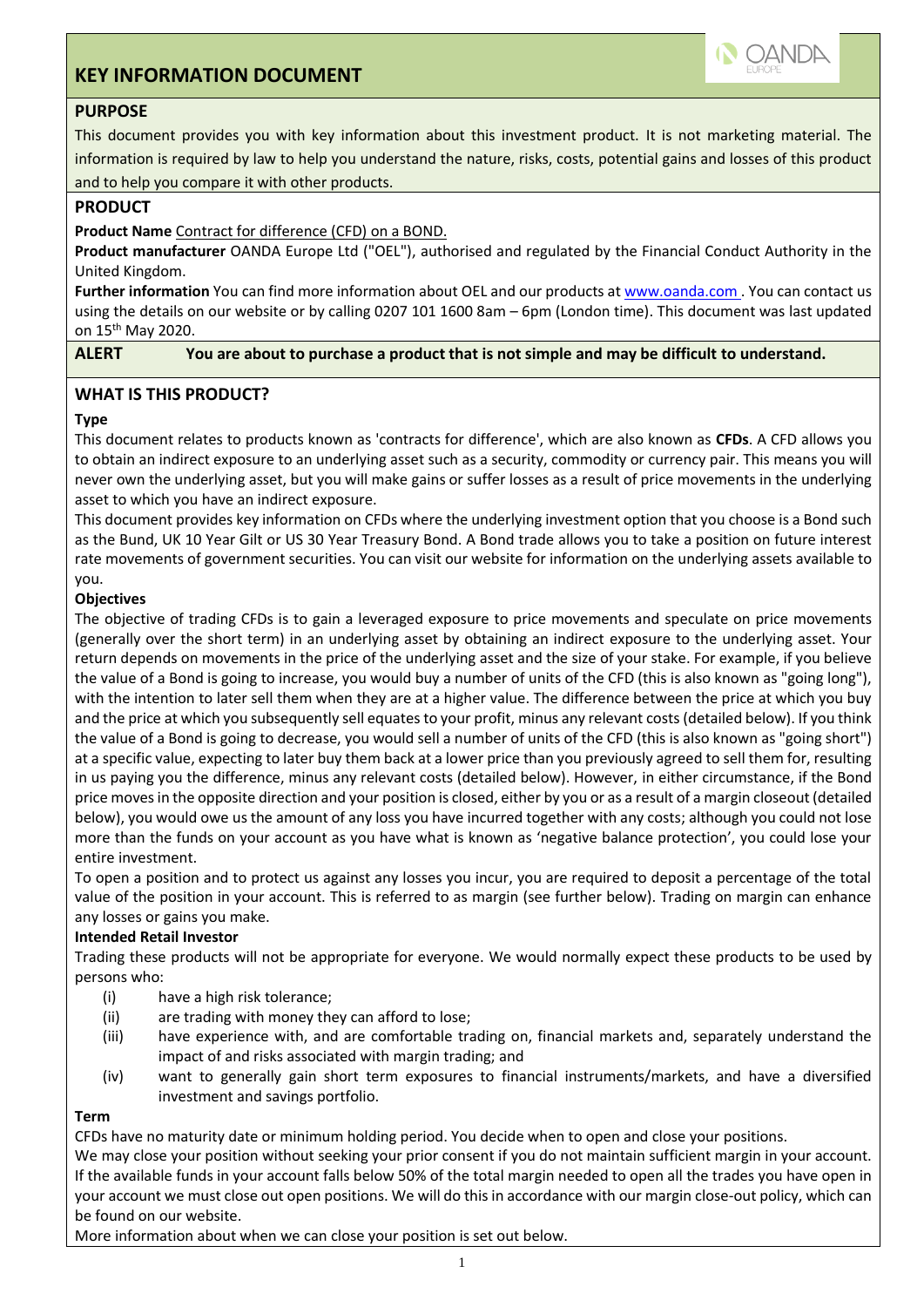# KEY INFORMATION DOCUMENT

## PURPOSE

This document provides you with key information about this investment product. It is not marketing material. The information is required by law to help you understand the nature, risks, costs, potential gains and losses of this product and to help you compare it with other products.

## PRODUCT

**Product Name** Contract for difference (CFD) on a BOND.

**Product manufacturer** OANDA Europe Ltd ("OEL"), authorised and regulated by the Financial Conduct Authority in the United Kingdom.

**Further information** You can find more information about OEL and our products at www.oanda.com . You can contact us using the details on our website or by calling 0207 101 1600 8am – 6pm (London time). This document was last updated on 15th May 2020.

**ALERT** **You are about to purchase a product that is not simple and may be difficult to understand.**

## WHAT IS THIS PRODUCT?

**Type**

This document relates to products known as 'contracts for difference', which are also known as **CFDs**. A CFD allows you to obtain an indirect exposure to an underlying asset such as a security, commodity or currency pair. This means you will never own the underlying asset, but you will make gains or suffer losses as a result of price movements in the underlying asset to which you have an indirect exposure.

This document provides key information on CFDs where the underlying investment option that you choose is a Bond such as the Bund, UK 10 Year Gilt or US 30 Year Treasury Bond. A Bond trade allows you to take a position on future interest rate movements of government securities. You can visit our website for information on the underlying assets available to you.

**Objectives**

The objective of trading CFDs is to gain a leveraged exposure to price movements and speculate on price movements (generally over the short term) in an underlying asset by obtaining an indirect exposure to the underlying asset. Your return depends on movements in the price of the underlying asset and the size of your stake. For example, if you believe the value of a Bond is going to increase, you would buy a number of units of the CFD (this is also known as "going long"), with the intention to later sell them when they are at a higher value. The difference between the price at which you buy and the price at which you subsequently sell equates to your profit, minus any relevant costs (detailed below). If you think the value of a Bond is going to decrease, you would sell a number of units of the CFD (this is also known as "going short") at a specific value, expecting to later buy them back at a lower price than you previously agreed to sell them for, resulting in us paying you the difference, minus any relevant costs (detailed below). However, in either circumstance, if the Bond price moves in the opposite direction and your position is closed, either by you or as a result of a margin closeout (detailed below), you would owe us the amount of any loss you have incurred together with any costs; although you could not lose more than the funds on your account as you have what is known as 'negative balance protection', you could lose your entire investment.

To open a position and to protect us against any losses you incur, you are required to deposit a percentage of the total value of the position in your account. This is referred to as margin (see further below). Trading on margin can enhance any losses or gains you make.

**Intended Retail Investor**

Trading these products will not be appropriate for everyone. We would normally expect these products to be used by persons who:

- (i) have a high risk tolerance;
- (ii) are trading with money they can afford to lose;
- (iii) have experience with, and are comfortable trading on, financial markets and, separately understand the impact of and risks associated with margin trading; and
- (iv) want to generally gain short term exposures to financial instruments/markets, and have a diversified investment and savings portfolio.

**Term**

CFDs have no maturity date or minimum holding period. You decide when to open and close your positions.

We may close your position without seeking your prior consent if you do not maintain sufficient margin in your account. If the available funds in your account falls below 50% of the total margin needed to open all the trades you have open in your account we must close out open positions. We will do this in accordance with our margin close-out policy, which can be found on our website.

More information about when we can close your position is set out below.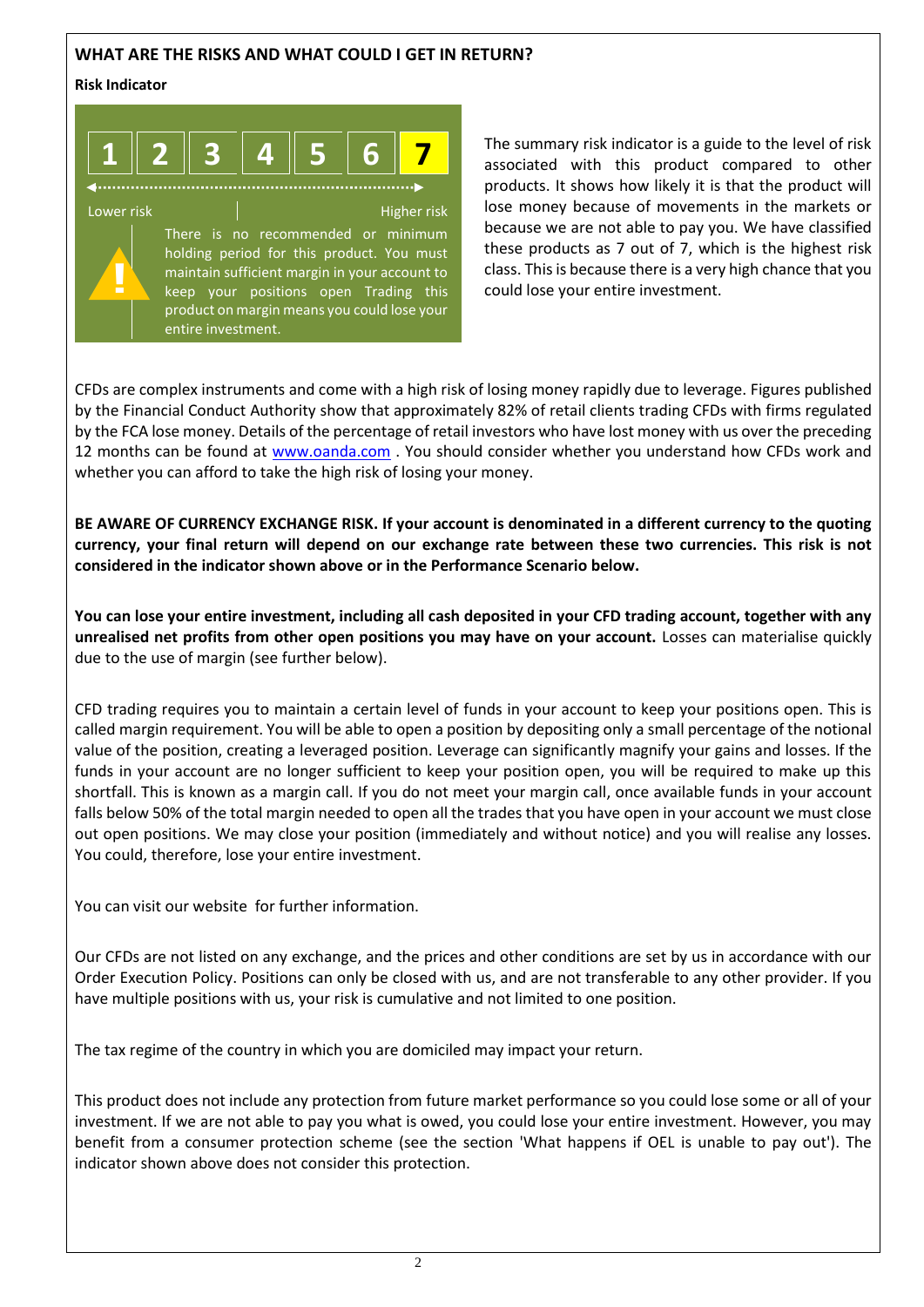## WHAT ARE THE RISKS AND WHAT COULD I GET IN RETURN?

**Risk Indicator**

| 1 | 2 | 3 | 4 | 5 | 6 | **7** |
|---|---|---|---|---|---|---|

Lower risk — Higher risk

There is no recommended or minimum holding period for this product. You must maintain sufficient margin in your account to keep your positions open Trading this product on margin means you could lose your entire investment.

The summary risk indicator is a guide to the level of risk associated with this product compared to other products. It shows how likely it is that the product will lose money because of movements in the markets or because we are not able to pay you. We have classified these products as 7 out of 7, which is the highest risk class. This is because there is a very high chance that you could lose your entire investment.

CFDs are complex instruments and come with a high risk of losing money rapidly due to leverage. Figures published by the Financial Conduct Authority show that approximately 82% of retail clients trading CFDs with firms regulated by the FCA lose money. Details of the percentage of retail investors who have lost money with us over the preceding 12 months can be found at www.oanda.com . You should consider whether you understand how CFDs work and whether you can afford to take the high risk of losing your money.

**BE AWARE OF CURRENCY EXCHANGE RISK. If your account is denominated in a different currency to the quoting currency, your final return will depend on our exchange rate between these two currencies. This risk is not considered in the indicator shown above or in the Performance Scenario below.**

**You can lose your entire investment, including all cash deposited in your CFD trading account, together with any unrealised net profits from other open positions you may have on your account.** Losses can materialise quickly due to the use of margin (see further below).

CFD trading requires you to maintain a certain level of funds in your account to keep your positions open. This is called margin requirement. You will be able to open a position by depositing only a small percentage of the notional value of the position, creating a leveraged position. Leverage can significantly magnify your gains and losses. If the funds in your account are no longer sufficient to keep your position open, you will be required to make up this shortfall. This is known as a margin call. If you do not meet your margin call, once available funds in your account falls below 50% of the total margin needed to open all the trades that you have open in your account we must close out open positions. We may close your position (immediately and without notice) and you will realise any losses. You could, therefore, lose your entire investment.

You can visit our website for further information.

Our CFDs are not listed on any exchange, and the prices and other conditions are set by us in accordance with our Order Execution Policy. Positions can only be closed with us, and are not transferable to any other provider. If you have multiple positions with us, your risk is cumulative and not limited to one position.

The tax regime of the country in which you are domiciled may impact your return.

This product does not include any protection from future market performance so you could lose some or all of your investment. If we are not able to pay you what is owed, you could lose your entire investment. However, you may benefit from a consumer protection scheme (see the section 'What happens if OEL is unable to pay out'). The indicator shown above does not consider this protection.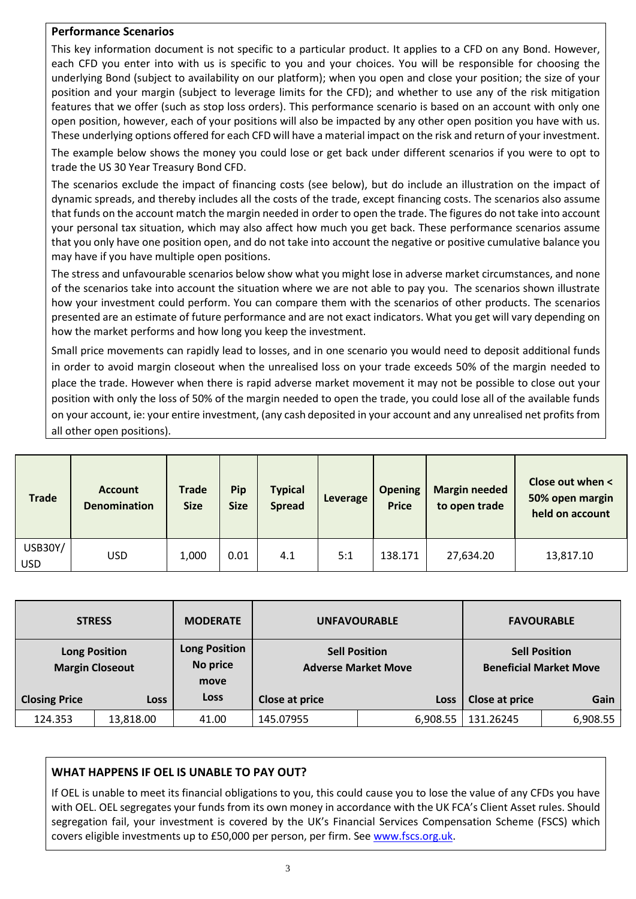## Performance Scenarios

This key information document is not specific to a particular product. It applies to a CFD on any Bond. However, each CFD you enter into with us is specific to you and your choices. You will be responsible for choosing the underlying Bond (subject to availability on our platform); when you open and close your position; the size of your position and your margin (subject to leverage limits for the CFD); and whether to use any of the risk mitigation features that we offer (such as stop loss orders). This performance scenario is based on an account with only one open position, however, each of your positions will also be impacted by any other open position you have with us. These underlying options offered for each CFD will have a material impact on the risk and return of your investment.

The example below shows the money you could lose or get back under different scenarios if you were to opt to trade the US 30 Year Treasury Bond CFD.

The scenarios exclude the impact of financing costs (see below), but do include an illustration on the impact of dynamic spreads, and thereby includes all the costs of the trade, except financing costs. The scenarios also assume that funds on the account match the margin needed in order to open the trade. The figures do not take into account your personal tax situation, which may also affect how much you get back. These performance scenarios assume that you only have one position open, and do not take into account the negative or positive cumulative balance you may have if you have multiple open positions.

The stress and unfavourable scenarios below show what you might lose in adverse market circumstances, and none of the scenarios take into account the situation where we are not able to pay you. The scenarios shown illustrate how your investment could perform. You can compare them with the scenarios of other products. The scenarios presented are an estimate of future performance and are not exact indicators. What you get will vary depending on how the market performs and how long you keep the investment.

Small price movements can rapidly lead to losses, and in one scenario you would need to deposit additional funds in order to avoid margin closeout when the unrealised loss on your trade exceeds 50% of the margin needed to place the trade. However when there is rapid adverse market movement it may not be possible to close out your position with only the loss of 50% of the margin needed to open the trade, you could lose all of the available funds on your account, ie: your entire investment, (any cash deposited in your account and any unrealised net profits from all other open positions).

| Trade | Account Denomination | Trade Size | Pip Size | Typical Spread | Leverage | Opening Price | Margin needed to open trade | Close out when < 50% open margin held on account |
|---|---|---|---|---|---|---|---|---|
| USB30Y/USD | USD | 1,000 | 0.01 | 4.1 | 5:1 | 138.171 | 27,634.20 | 13,817.10 |

| STRESS | | MODERATE | UNFAVOURABLE | | FAVOURABLE | |
|---|---|---|---|---|---|---|
| Long Position Margin Closeout | | Long Position No price move | Sell Position Adverse Market Move | | Sell Position Beneficial Market Move | |
| Closing Price | Loss | Loss | Close at price | Loss | Close at price | Gain |
| 124.353 | 13,818.00 | 41.00 | 145.07955 | 6,908.55 | 131.26245 | 6,908.55 |

## WHAT HAPPENS IF OEL IS UNABLE TO PAY OUT?

If OEL is unable to meet its financial obligations to you, this could cause you to lose the value of any CFDs you have with OEL. OEL segregates your funds from its own money in accordance with the UK FCA's Client Asset rules. Should segregation fail, your investment is covered by the UK's Financial Services Compensation Scheme (FSCS) which covers eligible investments up to £50,000 per person, per firm. See www.fscs.org.uk.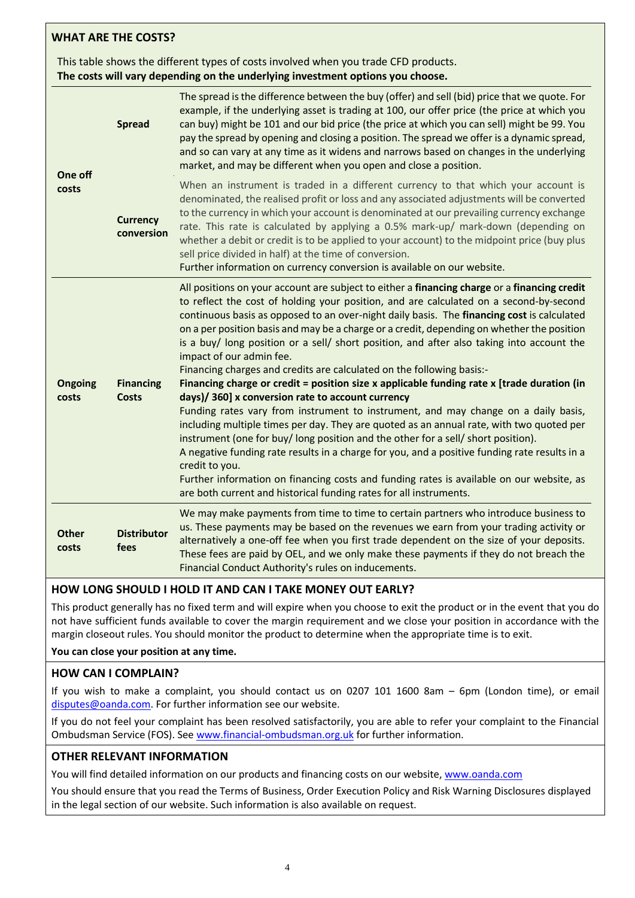## WHAT ARE THE COSTS?

This table shows the different types of costs involved when you trade CFD products.
**The costs will vary depending on the underlying investment options you choose.**

| | | |
|---|---|---|
| **One off costs** | **Spread** | The spread is the difference between the buy (offer) and sell (bid) price that we quote. For example, if the underlying asset is trading at 100, our offer price (the price at which you can buy) might be 101 and our bid price (the price at which you can sell) might be 99. You pay the spread by opening and closing a position. The spread we offer is a dynamic spread, and so can vary at any time as it widens and narrows based on changes in the underlying market, and may be different when you open and close a position. |
| | **Currency conversion** | When an instrument is traded in a different currency to that which your account is denominated, the realised profit or loss and any associated adjustments will be converted to the currency in which your account is denominated at our prevailing currency exchange rate. This rate is calculated by applying a 0.5% mark-up/ mark-down (depending on whether a debit or credit is to be applied to your account) to the midpoint price (buy plus sell price divided in half) at the time of conversion.<br>Further information on currency conversion is available on our website. |
| **Ongoing costs** | **Financing Costs** | All positions on your account are subject to either a **financing charge** or a **financing credit** to reflect the cost of holding your position, and are calculated on a second-by-second continuous basis as opposed to an over-night daily basis. The **financing cost** is calculated on a per position basis and may be a charge or a credit, depending on whether the position is a buy/ long position or a sell/ short position, and after also taking into account the impact of our admin fee.<br>Financing charges and credits are calculated on the following basis:-<br>**Financing charge or credit = position size x applicable funding rate x [trade duration (in days)/ 360] x conversion rate to account currency**<br>Funding rates vary from instrument to instrument, and may change on a daily basis, including multiple times per day. They are quoted as an annual rate, with two quoted per instrument (one for buy/ long position and the other for a sell/ short position).<br>A negative funding rate results in a charge for you, and a positive funding rate results in a credit to you.<br>Further information on financing costs and funding rates is available on our website, as are both current and historical funding rates for all instruments. |
| **Other costs** | **Distributor fees** | We may make payments from time to time to certain partners who introduce business to us. These payments may be based on the revenues we earn from your trading activity or alternatively a one-off fee when you first trade dependent on the size of your deposits. These fees are paid by OEL, and we only make these payments if they do not breach the Financial Conduct Authority's rules on inducements. |

## HOW LONG SHOULD I HOLD IT AND CAN I TAKE MONEY OUT EARLY?

This product generally has no fixed term and will expire when you choose to exit the product or in the event that you do not have sufficient funds available to cover the margin requirement and we close your position in accordance with the margin closeout rules. You should monitor the product to determine when the appropriate time is to exit.

**You can close your position at any time.**

## HOW CAN I COMPLAIN?

If you wish to make a complaint, you should contact us on 0207 101 1600 8am – 6pm (London time), or email disputes@oanda.com. For further information see our website.

If you do not feel your complaint has been resolved satisfactorily, you are able to refer your complaint to the Financial Ombudsman Service (FOS). See www.financial-ombudsman.org.uk for further information.

## OTHER RELEVANT INFORMATION

You will find detailed information on our products and financing costs on our website, www.oanda.com

You should ensure that you read the Terms of Business, Order Execution Policy and Risk Warning Disclosures displayed in the legal section of our website. Such information is also available on request.